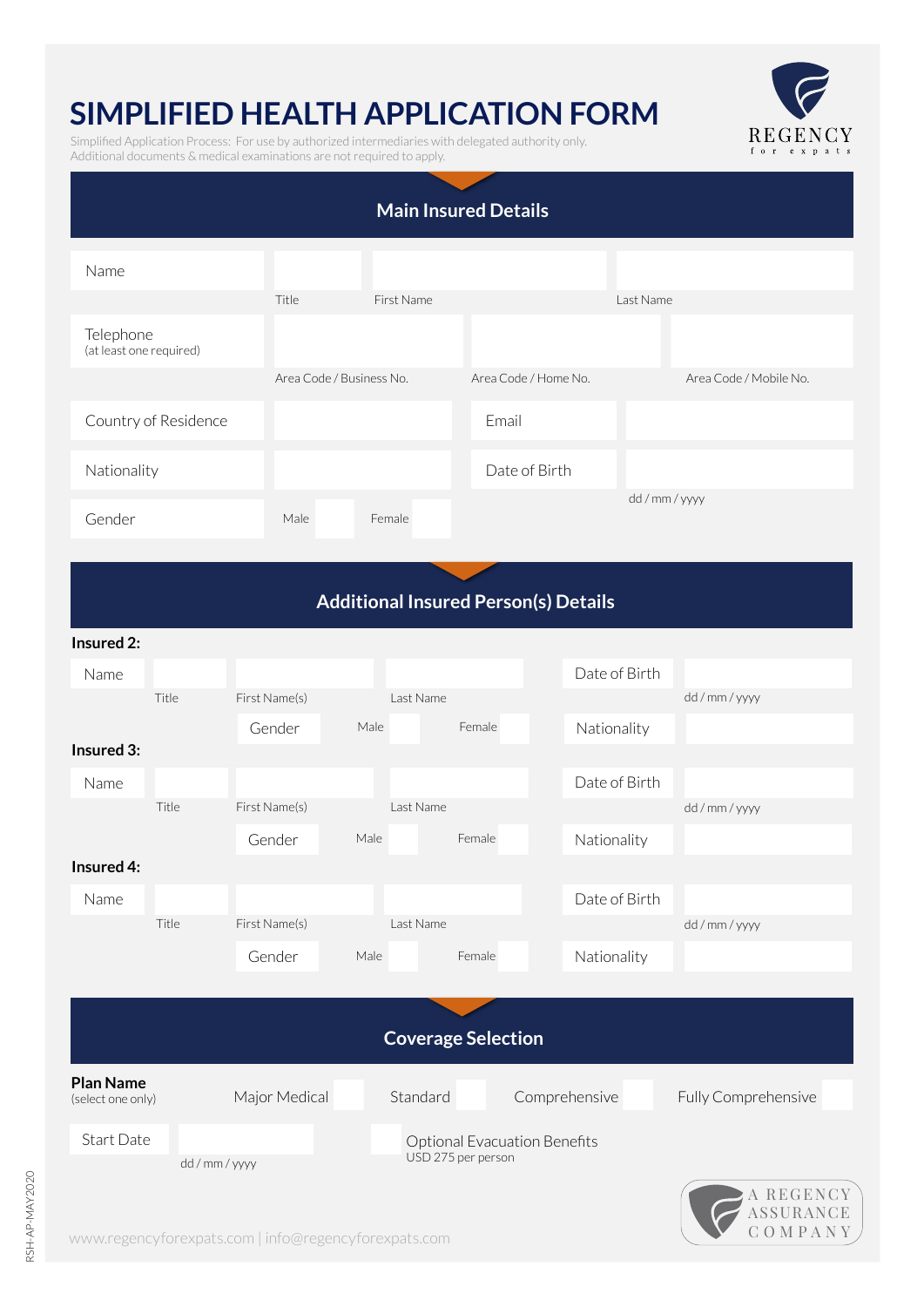# SIMPLIFIED HEALTH APPLICATION FORM

Simplified Application Process: For use by authorized intermediaries with delegated authority only.
Additional documents & medical examinations are not required to apply.

REGENCY for expats

## Main Insured Details

| Name | | | |
|---|---|---|---|
| | Title | First Name | Last Name |
| Telephone (at least one required) | | | |
| | Area Code / Business No. | Area Code / Home No. | Area Code / Mobile No. |

| Country of Residence | | Email | |
|---|---|---|---|
| Nationality | | Date of Birth | dd / mm / yyyy |
| Gender | Male ☐ Female ☐ | | |

## Additional Insured Person(s) Details

**Insured 2:**

| Name | | | | Date of Birth | dd / mm / yyyy |
|---|---|---|---|---|---|
| | Title | First Name(s) | Last Name | | |
| | | Gender | Male ☐ Female ☐ | Nationality | |

**Insured 3:**

| Name | | | | Date of Birth | dd / mm / yyyy |
|---|---|---|---|---|---|
| | Title | First Name(s) | Last Name | | |
| | | Gender | Male ☐ Female ☐ | Nationality | |

**Insured 4:**

| Name | | | | Date of Birth | dd / mm / yyyy |
|---|---|---|---|---|---|
| | Title | First Name(s) | Last Name | | |
| | | Gender | Male ☐ Female ☐ | Nationality | |

## Coverage Selection

**Plan Name** (select one only)

Major Medical ☐ Standard ☐ Comprehensive ☐ Fully Comprehensive ☐

Start Date: dd / mm / yyyy

☐ Optional Evacuation Benefits
USD 275 per person

www.regencyforexpats.com | info@regencyforexpats.com

A REGENCY ASSURANCE COMPANY

RSH-AP-MAY2020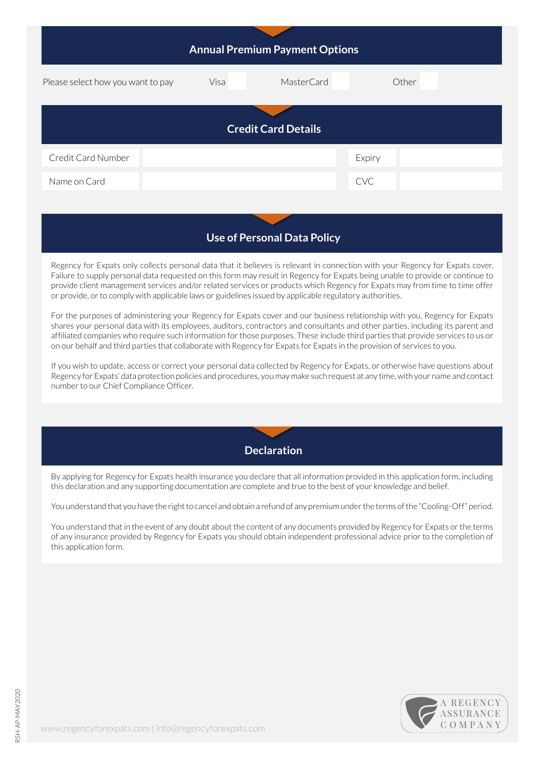## Annual Premium Payment Options

| | | | |
|---|---|---|---|
| Please select how you want to pay | Visa | MasterCard | Other |

## Credit Card Details

| | | | |
|---|---|---|---|
| Credit Card Number | | Expiry | |
| Name on Card | | CVC | |

## Use of Personal Data Policy

Regency for Expats only collects personal data that it believes is relevant in connection with your Regency for Expats cover. Failure to supply personal data requested on this form may result in Regency for Expats being unable to provide or continue to provide client management services and/or related services or products which Regency for Expats may from time to time offer or provide, or to comply with applicable laws or guidelines issued by applicable regulatory authorities.

For the purposes of administering your Regency for Expats cover and our business relationship with you, Regency for Expats shares your personal data with its employees, auditors, contractors and consultants and other parties, including its parent and affiliated companies who require such information for those purposes. These include third parties that provide services to us or on our behalf and third parties that collaborate with Regency for Expats for Expats in the provision of services to you.

If you wish to update, access or correct your personal data collected by Regency for Expats, or otherwise have questions about Regency for Expats' data protection policies and procedures, you may make such request at any time, with your name and contact number to our Chief Compliance Officer.

## Declaration

By applying for Regency for Expats health insurance you declare that all information provided in this application form, including this declaration and any supporting documentation are complete and true to the best of your knowledge and belief.

You understand that you have the right to cancel and obtain a refund of any premium under the terms of the "Cooling-Off" period.

You understand that in the event of any doubt about the content of any documents provided by Regency for Expats or the terms of any insurance provided by Regency for Expats you should obtain independent professional advice prior to the completion of this application form.

www.regencyforexpats.com | info@regencyforexpats.com

A REGENCY ASSURANCE COMPANY

RSH-AP-MAY2020